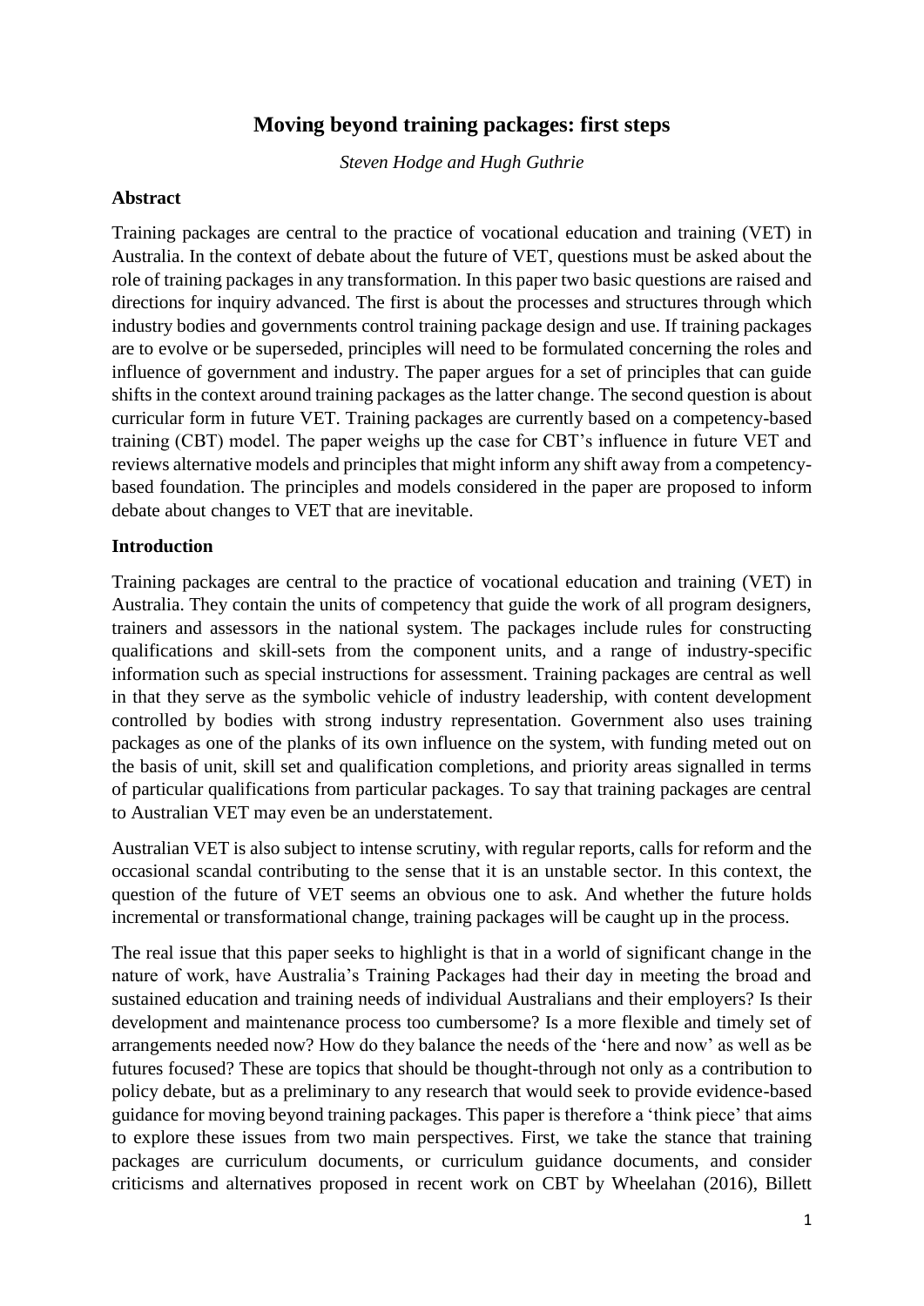# Moving beyond training packages: first steps

*Steven Hodge and Hugh Guthrie*

## Abstract

Training packages are central to the practice of vocational education and training (VET) in Australia. In the context of debate about the future of VET, questions must be asked about the role of training packages in any transformation. In this paper two basic questions are raised and directions for inquiry advanced. The first is about the processes and structures through which industry bodies and governments control training package design and use. If training packages are to evolve or be superseded, principles will need to be formulated concerning the roles and influence of government and industry. The paper argues for a set of principles that can guide shifts in the context around training packages as the latter change. The second question is about curricular form in future VET. Training packages are currently based on a competency-based training (CBT) model. The paper weighs up the case for CBT's influence in future VET and reviews alternative models and principles that might inform any shift away from a competency-based foundation. The principles and models considered in the paper are proposed to inform debate about changes to VET that are inevitable.

## Introduction

Training packages are central to the practice of vocational education and training (VET) in Australia. They contain the units of competency that guide the work of all program designers, trainers and assessors in the national system. The packages include rules for constructing qualifications and skill-sets from the component units, and a range of industry-specific information such as special instructions for assessment. Training packages are central as well in that they serve as the symbolic vehicle of industry leadership, with content development controlled by bodies with strong industry representation. Government also uses training packages as one of the planks of its own influence on the system, with funding meted out on the basis of unit, skill set and qualification completions, and priority areas signalled in terms of particular qualifications from particular packages. To say that training packages are central to Australian VET may even be an understatement.

Australian VET is also subject to intense scrutiny, with regular reports, calls for reform and the occasional scandal contributing to the sense that it is an unstable sector. In this context, the question of the future of VET seems an obvious one to ask. And whether the future holds incremental or transformational change, training packages will be caught up in the process.

The real issue that this paper seeks to highlight is that in a world of significant change in the nature of work, have Australia's Training Packages had their day in meeting the broad and sustained education and training needs of individual Australians and their employers? Is their development and maintenance process too cumbersome? Is a more flexible and timely set of arrangements needed now? How do they balance the needs of the 'here and now' as well as be futures focused? These are topics that should be thought-through not only as a contribution to policy debate, but as a preliminary to any research that would seek to provide evidence-based guidance for moving beyond training packages. This paper is therefore a 'think piece' that aims to explore these issues from two main perspectives. First, we take the stance that training packages are curriculum documents, or curriculum guidance documents, and consider criticisms and alternatives proposed in recent work on CBT by Wheelahan (2016), Billett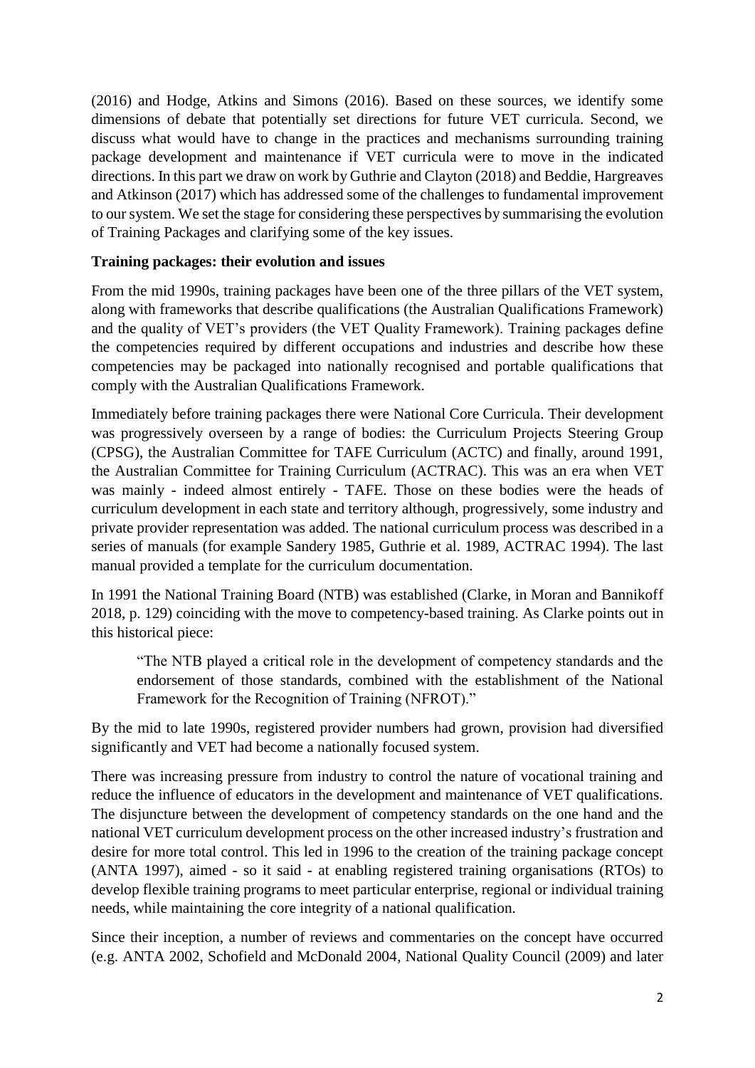(2016) and Hodge, Atkins and Simons (2016). Based on these sources, we identify some dimensions of debate that potentially set directions for future VET curricula. Second, we discuss what would have to change in the practices and mechanisms surrounding training package development and maintenance if VET curricula were to move in the indicated directions. In this part we draw on work by Guthrie and Clayton (2018) and Beddie, Hargreaves and Atkinson (2017) which has addressed some of the challenges to fundamental improvement to our system. We set the stage for considering these perspectives by summarising the evolution of Training Packages and clarifying some of the key issues.

**Training packages: their evolution and issues**

From the mid 1990s, training packages have been one of the three pillars of the VET system, along with frameworks that describe qualifications (the Australian Qualifications Framework) and the quality of VET's providers (the VET Quality Framework). Training packages define the competencies required by different occupations and industries and describe how these competencies may be packaged into nationally recognised and portable qualifications that comply with the Australian Qualifications Framework.

Immediately before training packages there were National Core Curricula. Their development was progressively overseen by a range of bodies: the Curriculum Projects Steering Group (CPSG), the Australian Committee for TAFE Curriculum (ACTC) and finally, around 1991, the Australian Committee for Training Curriculum (ACTRAC). This was an era when VET was mainly - indeed almost entirely - TAFE. Those on these bodies were the heads of curriculum development in each state and territory although, progressively, some industry and private provider representation was added. The national curriculum process was described in a series of manuals (for example Sandery 1985, Guthrie et al. 1989, ACTRAC 1994). The last manual provided a template for the curriculum documentation.

In 1991 the National Training Board (NTB) was established (Clarke, in Moran and Bannikoff 2018, p. 129) coinciding with the move to competency-based training. As Clarke points out in this historical piece:

> "The NTB played a critical role in the development of competency standards and the endorsement of those standards, combined with the establishment of the National Framework for the Recognition of Training (NFROT)."

By the mid to late 1990s, registered provider numbers had grown, provision had diversified significantly and VET had become a nationally focused system.

There was increasing pressure from industry to control the nature of vocational training and reduce the influence of educators in the development and maintenance of VET qualifications. The disjuncture between the development of competency standards on the one hand and the national VET curriculum development process on the other increased industry's frustration and desire for more total control. This led in 1996 to the creation of the training package concept (ANTA 1997), aimed - so it said - at enabling registered training organisations (RTOs) to develop flexible training programs to meet particular enterprise, regional or individual training needs, while maintaining the core integrity of a national qualification.

Since their inception, a number of reviews and commentaries on the concept have occurred (e.g. ANTA 2002, Schofield and McDonald 2004, National Quality Council (2009) and later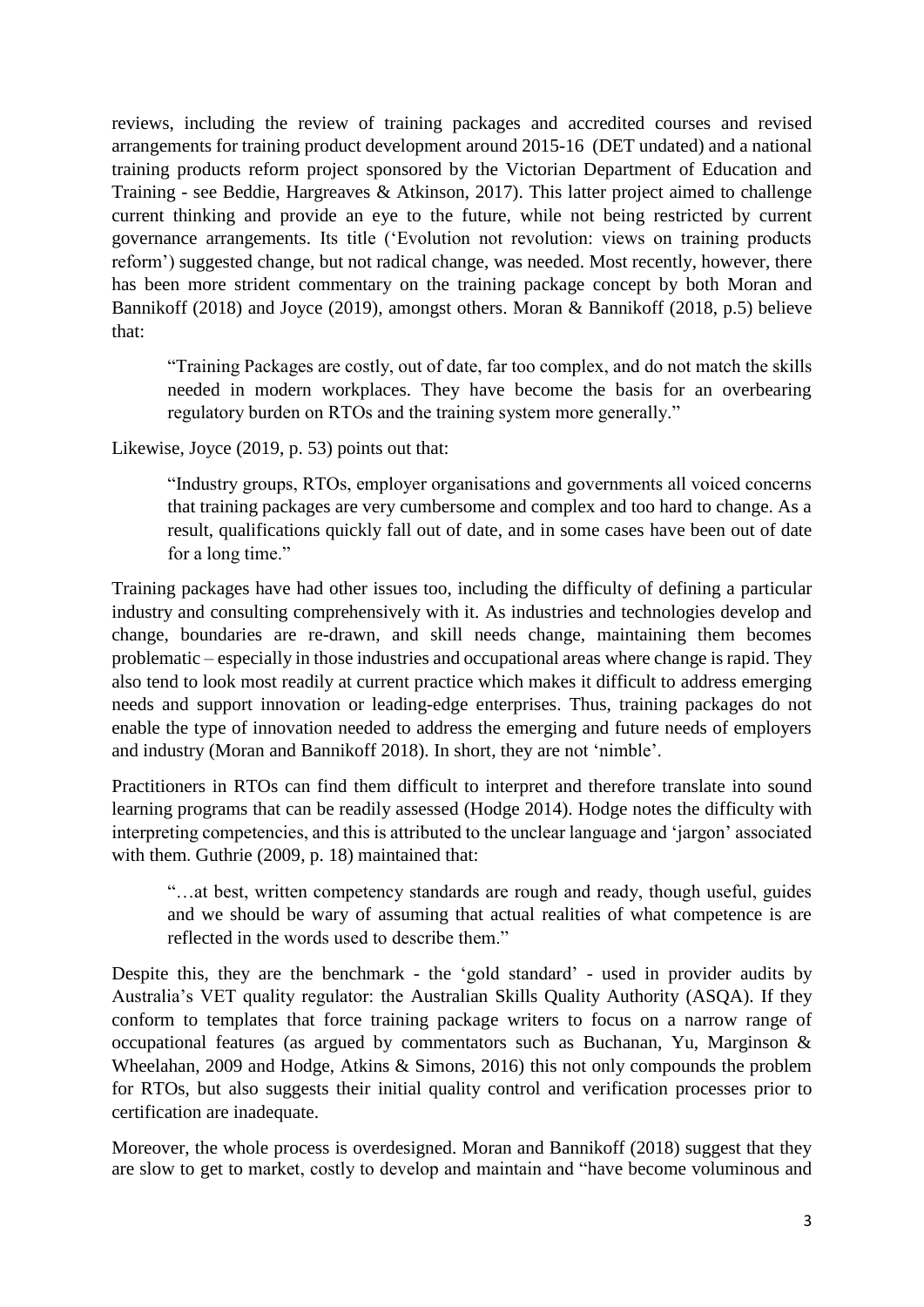reviews, including the review of training packages and accredited courses and revised arrangements for training product development around 2015-16 (DET undated) and a national training products reform project sponsored by the Victorian Department of Education and Training - see Beddie, Hargreaves & Atkinson, 2017). This latter project aimed to challenge current thinking and provide an eye to the future, while not being restricted by current governance arrangements. Its title ('Evolution not revolution: views on training products reform') suggested change, but not radical change, was needed. Most recently, however, there has been more strident commentary on the training package concept by both Moran and Bannikoff (2018) and Joyce (2019), amongst others. Moran & Bannikoff (2018, p.5) believe that:

> "Training Packages are costly, out of date, far too complex, and do not match the skills needed in modern workplaces. They have become the basis for an overbearing regulatory burden on RTOs and the training system more generally."

Likewise, Joyce (2019, p. 53) points out that:

> "Industry groups, RTOs, employer organisations and governments all voiced concerns that training packages are very cumbersome and complex and too hard to change. As a result, qualifications quickly fall out of date, and in some cases have been out of date for a long time."

Training packages have had other issues too, including the difficulty of defining a particular industry and consulting comprehensively with it. As industries and technologies develop and change, boundaries are re-drawn, and skill needs change, maintaining them becomes problematic – especially in those industries and occupational areas where change is rapid. They also tend to look most readily at current practice which makes it difficult to address emerging needs and support innovation or leading-edge enterprises. Thus, training packages do not enable the type of innovation needed to address the emerging and future needs of employers and industry (Moran and Bannikoff 2018). In short, they are not 'nimble'.

Practitioners in RTOs can find them difficult to interpret and therefore translate into sound learning programs that can be readily assessed (Hodge 2014). Hodge notes the difficulty with interpreting competencies, and this is attributed to the unclear language and 'jargon' associated with them. Guthrie (2009, p. 18) maintained that:

> "…at best, written competency standards are rough and ready, though useful, guides and we should be wary of assuming that actual realities of what competence is are reflected in the words used to describe them."

Despite this, they are the benchmark - the 'gold standard' - used in provider audits by Australia's VET quality regulator: the Australian Skills Quality Authority (ASQA). If they conform to templates that force training package writers to focus on a narrow range of occupational features (as argued by commentators such as Buchanan, Yu, Marginson & Wheelahan, 2009 and Hodge, Atkins & Simons, 2016) this not only compounds the problem for RTOs, but also suggests their initial quality control and verification processes prior to certification are inadequate.

Moreover, the whole process is overdesigned. Moran and Bannikoff (2018) suggest that they are slow to get to market, costly to develop and maintain and "have become voluminous and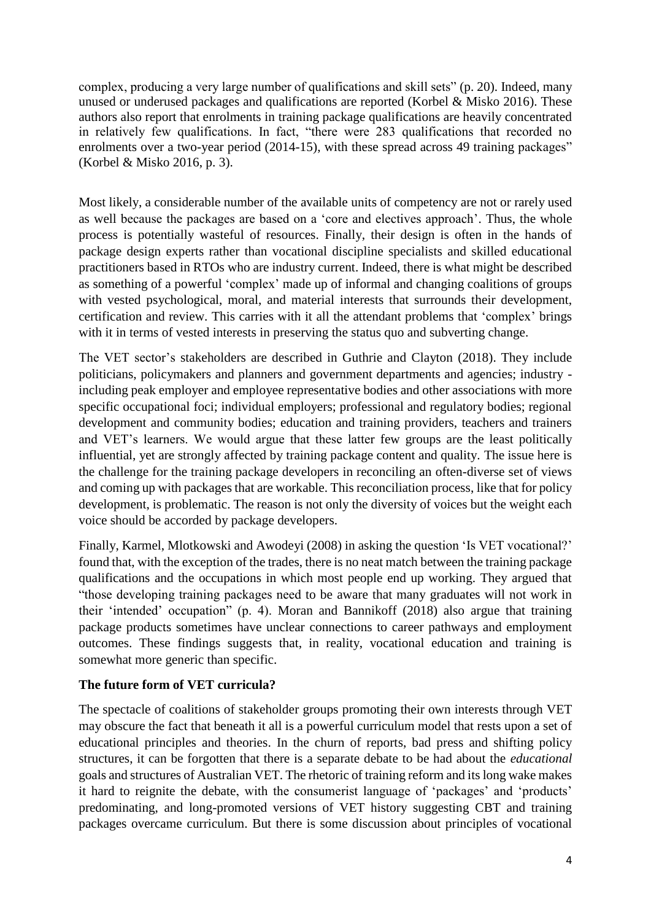complex, producing a very large number of qualifications and skill sets" (p. 20). Indeed, many unused or underused packages and qualifications are reported (Korbel & Misko 2016). These authors also report that enrolments in training package qualifications are heavily concentrated in relatively few qualifications. In fact, "there were 283 qualifications that recorded no enrolments over a two-year period (2014-15), with these spread across 49 training packages" (Korbel & Misko 2016, p. 3).

Most likely, a considerable number of the available units of competency are not or rarely used as well because the packages are based on a 'core and electives approach'. Thus, the whole process is potentially wasteful of resources. Finally, their design is often in the hands of package design experts rather than vocational discipline specialists and skilled educational practitioners based in RTOs who are industry current. Indeed, there is what might be described as something of a powerful 'complex' made up of informal and changing coalitions of groups with vested psychological, moral, and material interests that surrounds their development, certification and review. This carries with it all the attendant problems that 'complex' brings with it in terms of vested interests in preserving the status quo and subverting change.

The VET sector's stakeholders are described in Guthrie and Clayton (2018). They include politicians, policymakers and planners and government departments and agencies; industry - including peak employer and employee representative bodies and other associations with more specific occupational foci; individual employers; professional and regulatory bodies; regional development and community bodies; education and training providers, teachers and trainers and VET's learners. We would argue that these latter few groups are the least politically influential, yet are strongly affected by training package content and quality. The issue here is the challenge for the training package developers in reconciling an often-diverse set of views and coming up with packages that are workable. This reconciliation process, like that for policy development, is problematic. The reason is not only the diversity of voices but the weight each voice should be accorded by package developers.

Finally, Karmel, Mlotkowski and Awodeyi (2008) in asking the question 'Is VET vocational?' found that, with the exception of the trades, there is no neat match between the training package qualifications and the occupations in which most people end up working. They argued that "those developing training packages need to be aware that many graduates will not work in their 'intended' occupation" (p. 4). Moran and Bannikoff (2018) also argue that training package products sometimes have unclear connections to career pathways and employment outcomes. These findings suggests that, in reality, vocational education and training is somewhat more generic than specific.

**The future form of VET curricula?**

The spectacle of coalitions of stakeholder groups promoting their own interests through VET may obscure the fact that beneath it all is a powerful curriculum model that rests upon a set of educational principles and theories. In the churn of reports, bad press and shifting policy structures, it can be forgotten that there is a separate debate to be had about the *educational* goals and structures of Australian VET. The rhetoric of training reform and its long wake makes it hard to reignite the debate, with the consumerist language of 'packages' and 'products' predominating, and long-promoted versions of VET history suggesting CBT and training packages overcame curriculum. But there is some discussion about principles of vocational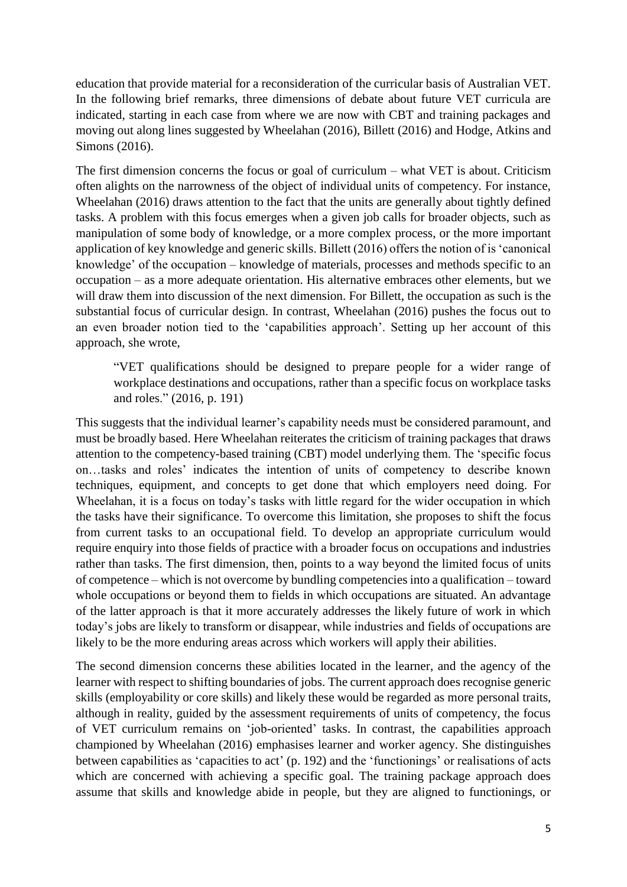education that provide material for a reconsideration of the curricular basis of Australian VET. In the following brief remarks, three dimensions of debate about future VET curricula are indicated, starting in each case from where we are now with CBT and training packages and moving out along lines suggested by Wheelahan (2016), Billett (2016) and Hodge, Atkins and Simons (2016).

The first dimension concerns the focus or goal of curriculum – what VET is about. Criticism often alights on the narrowness of the object of individual units of competency. For instance, Wheelahan (2016) draws attention to the fact that the units are generally about tightly defined tasks. A problem with this focus emerges when a given job calls for broader objects, such as manipulation of some body of knowledge, or a more complex process, or the more important application of key knowledge and generic skills. Billett (2016) offers the notion of is 'canonical knowledge' of the occupation – knowledge of materials, processes and methods specific to an occupation – as a more adequate orientation. His alternative embraces other elements, but we will draw them into discussion of the next dimension. For Billett, the occupation as such is the substantial focus of curricular design. In contrast, Wheelahan (2016) pushes the focus out to an even broader notion tied to the 'capabilities approach'. Setting up her account of this approach, she wrote,

> "VET qualifications should be designed to prepare people for a wider range of workplace destinations and occupations, rather than a specific focus on workplace tasks and roles." (2016, p. 191)

This suggests that the individual learner's capability needs must be considered paramount, and must be broadly based. Here Wheelahan reiterates the criticism of training packages that draws attention to the competency-based training (CBT) model underlying them. The 'specific focus on…tasks and roles' indicates the intention of units of competency to describe known techniques, equipment, and concepts to get done that which employers need doing. For Wheelahan, it is a focus on today's tasks with little regard for the wider occupation in which the tasks have their significance. To overcome this limitation, she proposes to shift the focus from current tasks to an occupational field. To develop an appropriate curriculum would require enquiry into those fields of practice with a broader focus on occupations and industries rather than tasks. The first dimension, then, points to a way beyond the limited focus of units of competence – which is not overcome by bundling competencies into a qualification – toward whole occupations or beyond them to fields in which occupations are situated. An advantage of the latter approach is that it more accurately addresses the likely future of work in which today's jobs are likely to transform or disappear, while industries and fields of occupations are likely to be the more enduring areas across which workers will apply their abilities.

The second dimension concerns these abilities located in the learner, and the agency of the learner with respect to shifting boundaries of jobs. The current approach does recognise generic skills (employability or core skills) and likely these would be regarded as more personal traits, although in reality, guided by the assessment requirements of units of competency, the focus of VET curriculum remains on 'job-oriented' tasks. In contrast, the capabilities approach championed by Wheelahan (2016) emphasises learner and worker agency. She distinguishes between capabilities as 'capacities to act' (p. 192) and the 'functionings' or realisations of acts which are concerned with achieving a specific goal. The training package approach does assume that skills and knowledge abide in people, but they are aligned to functionings, or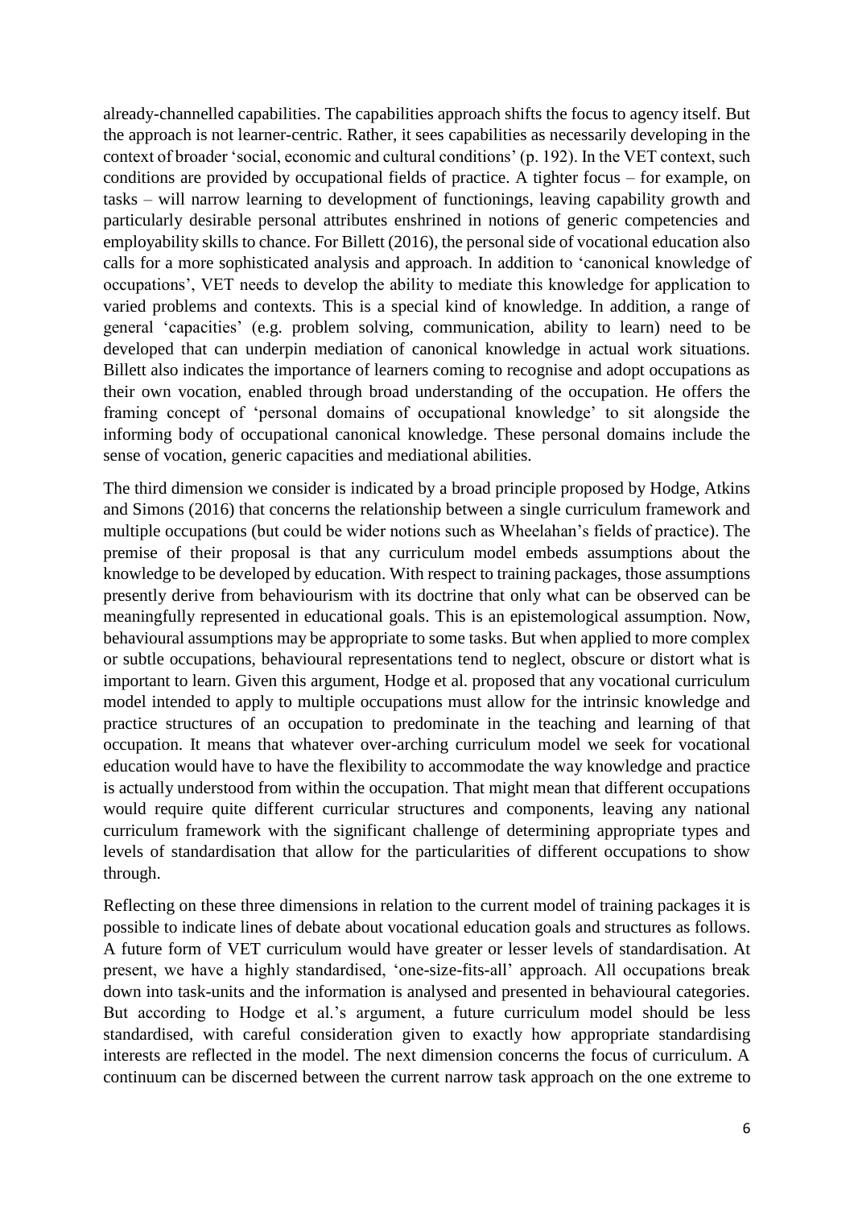already-channelled capabilities. The capabilities approach shifts the focus to agency itself. But the approach is not learner-centric. Rather, it sees capabilities as necessarily developing in the context of broader 'social, economic and cultural conditions' (p. 192). In the VET context, such conditions are provided by occupational fields of practice. A tighter focus – for example, on tasks – will narrow learning to development of functionings, leaving capability growth and particularly desirable personal attributes enshrined in notions of generic competencies and employability skills to chance. For Billett (2016), the personal side of vocational education also calls for a more sophisticated analysis and approach. In addition to 'canonical knowledge of occupations', VET needs to develop the ability to mediate this knowledge for application to varied problems and contexts. This is a special kind of knowledge. In addition, a range of general 'capacities' (e.g. problem solving, communication, ability to learn) need to be developed that can underpin mediation of canonical knowledge in actual work situations. Billett also indicates the importance of learners coming to recognise and adopt occupations as their own vocation, enabled through broad understanding of the occupation. He offers the framing concept of 'personal domains of occupational knowledge' to sit alongside the informing body of occupational canonical knowledge. These personal domains include the sense of vocation, generic capacities and mediational abilities.

The third dimension we consider is indicated by a broad principle proposed by Hodge, Atkins and Simons (2016) that concerns the relationship between a single curriculum framework and multiple occupations (but could be wider notions such as Wheelahan's fields of practice). The premise of their proposal is that any curriculum model embeds assumptions about the knowledge to be developed by education. With respect to training packages, those assumptions presently derive from behaviourism with its doctrine that only what can be observed can be meaningfully represented in educational goals. This is an epistemological assumption. Now, behavioural assumptions may be appropriate to some tasks. But when applied to more complex or subtle occupations, behavioural representations tend to neglect, obscure or distort what is important to learn. Given this argument, Hodge et al. proposed that any vocational curriculum model intended to apply to multiple occupations must allow for the intrinsic knowledge and practice structures of an occupation to predominate in the teaching and learning of that occupation. It means that whatever over-arching curriculum model we seek for vocational education would have to have the flexibility to accommodate the way knowledge and practice is actually understood from within the occupation. That might mean that different occupations would require quite different curricular structures and components, leaving any national curriculum framework with the significant challenge of determining appropriate types and levels of standardisation that allow for the particularities of different occupations to show through.

Reflecting on these three dimensions in relation to the current model of training packages it is possible to indicate lines of debate about vocational education goals and structures as follows. A future form of VET curriculum would have greater or lesser levels of standardisation. At present, we have a highly standardised, 'one-size-fits-all' approach. All occupations break down into task-units and the information is analysed and presented in behavioural categories. But according to Hodge et al.'s argument, a future curriculum model should be less standardised, with careful consideration given to exactly how appropriate standardising interests are reflected in the model. The next dimension concerns the focus of curriculum. A continuum can be discerned between the current narrow task approach on the one extreme to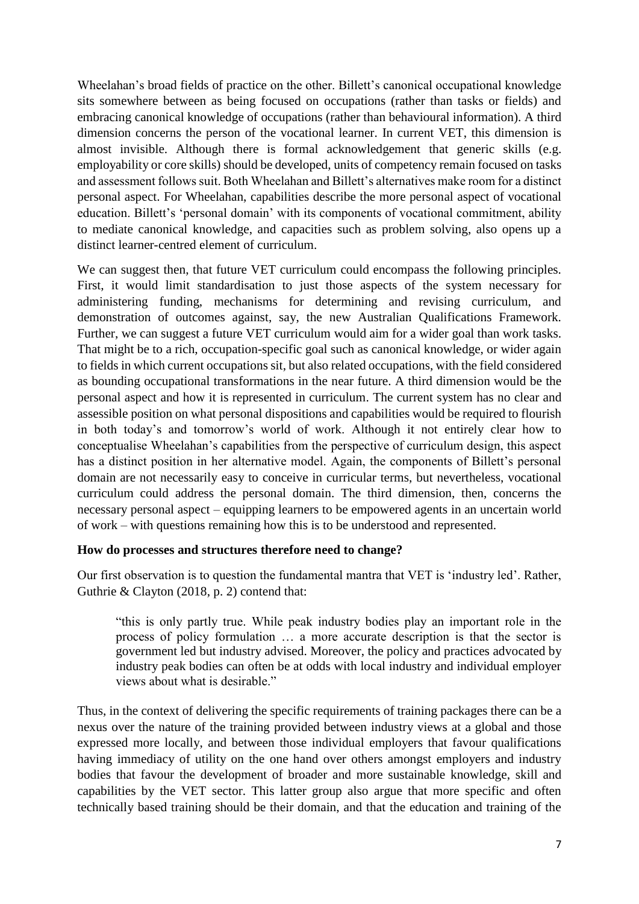Wheelahan's broad fields of practice on the other. Billett's canonical occupational knowledge sits somewhere between as being focused on occupations (rather than tasks or fields) and embracing canonical knowledge of occupations (rather than behavioural information). A third dimension concerns the person of the vocational learner. In current VET, this dimension is almost invisible. Although there is formal acknowledgement that generic skills (e.g. employability or core skills) should be developed, units of competency remain focused on tasks and assessment follows suit. Both Wheelahan and Billett's alternatives make room for a distinct personal aspect. For Wheelahan, capabilities describe the more personal aspect of vocational education. Billett's 'personal domain' with its components of vocational commitment, ability to mediate canonical knowledge, and capacities such as problem solving, also opens up a distinct learner-centred element of curriculum.

We can suggest then, that future VET curriculum could encompass the following principles. First, it would limit standardisation to just those aspects of the system necessary for administering funding, mechanisms for determining and revising curriculum, and demonstration of outcomes against, say, the new Australian Qualifications Framework. Further, we can suggest a future VET curriculum would aim for a wider goal than work tasks. That might be to a rich, occupation-specific goal such as canonical knowledge, or wider again to fields in which current occupations sit, but also related occupations, with the field considered as bounding occupational transformations in the near future. A third dimension would be the personal aspect and how it is represented in curriculum. The current system has no clear and assessible position on what personal dispositions and capabilities would be required to flourish in both today's and tomorrow's world of work. Although it not entirely clear how to conceptualise Wheelahan's capabilities from the perspective of curriculum design, this aspect has a distinct position in her alternative model. Again, the components of Billett's personal domain are not necessarily easy to conceive in curricular terms, but nevertheless, vocational curriculum could address the personal domain. The third dimension, then, concerns the necessary personal aspect – equipping learners to be empowered agents in an uncertain world of work – with questions remaining how this is to be understood and represented.

**How do processes and structures therefore need to change?**

Our first observation is to question the fundamental mantra that VET is 'industry led'. Rather, Guthrie & Clayton (2018, p. 2) contend that:

> "this is only partly true. While peak industry bodies play an important role in the process of policy formulation … a more accurate description is that the sector is government led but industry advised. Moreover, the policy and practices advocated by industry peak bodies can often be at odds with local industry and individual employer views about what is desirable."

Thus, in the context of delivering the specific requirements of training packages there can be a nexus over the nature of the training provided between industry views at a global and those expressed more locally, and between those individual employers that favour qualifications having immediacy of utility on the one hand over others amongst employers and industry bodies that favour the development of broader and more sustainable knowledge, skill and capabilities by the VET sector. This latter group also argue that more specific and often technically based training should be their domain, and that the education and training of the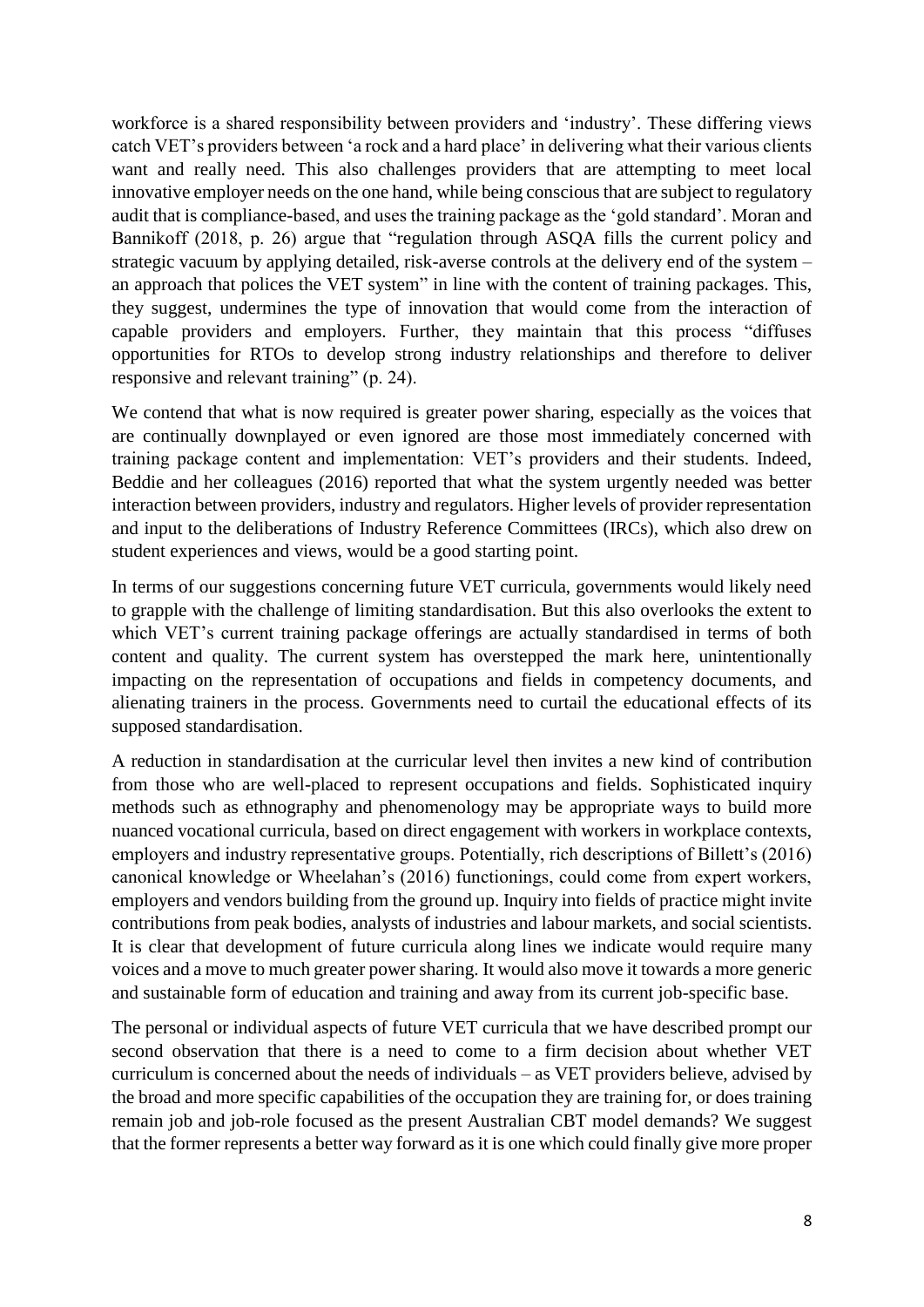workforce is a shared responsibility between providers and 'industry'. These differing views catch VET's providers between 'a rock and a hard place' in delivering what their various clients want and really need. This also challenges providers that are attempting to meet local innovative employer needs on the one hand, while being conscious that are subject to regulatory audit that is compliance-based, and uses the training package as the 'gold standard'. Moran and Bannikoff (2018, p. 26) argue that "regulation through ASQA fills the current policy and strategic vacuum by applying detailed, risk-averse controls at the delivery end of the system – an approach that polices the VET system" in line with the content of training packages. This, they suggest, undermines the type of innovation that would come from the interaction of capable providers and employers. Further, they maintain that this process "diffuses opportunities for RTOs to develop strong industry relationships and therefore to deliver responsive and relevant training" (p. 24).

We contend that what is now required is greater power sharing, especially as the voices that are continually downplayed or even ignored are those most immediately concerned with training package content and implementation: VET's providers and their students. Indeed, Beddie and her colleagues (2016) reported that what the system urgently needed was better interaction between providers, industry and regulators. Higher levels of provider representation and input to the deliberations of Industry Reference Committees (IRCs), which also drew on student experiences and views, would be a good starting point.

In terms of our suggestions concerning future VET curricula, governments would likely need to grapple with the challenge of limiting standardisation. But this also overlooks the extent to which VET's current training package offerings are actually standardised in terms of both content and quality. The current system has overstepped the mark here, unintentionally impacting on the representation of occupations and fields in competency documents, and alienating trainers in the process. Governments need to curtail the educational effects of its supposed standardisation.

A reduction in standardisation at the curricular level then invites a new kind of contribution from those who are well-placed to represent occupations and fields. Sophisticated inquiry methods such as ethnography and phenomenology may be appropriate ways to build more nuanced vocational curricula, based on direct engagement with workers in workplace contexts, employers and industry representative groups. Potentially, rich descriptions of Billett's (2016) canonical knowledge or Wheelahan's (2016) functionings, could come from expert workers, employers and vendors building from the ground up. Inquiry into fields of practice might invite contributions from peak bodies, analysts of industries and labour markets, and social scientists. It is clear that development of future curricula along lines we indicate would require many voices and a move to much greater power sharing. It would also move it towards a more generic and sustainable form of education and training and away from its current job-specific base.

The personal or individual aspects of future VET curricula that we have described prompt our second observation that there is a need to come to a firm decision about whether VET curriculum is concerned about the needs of individuals – as VET providers believe, advised by the broad and more specific capabilities of the occupation they are training for, or does training remain job and job-role focused as the present Australian CBT model demands? We suggest that the former represents a better way forward as it is one which could finally give more proper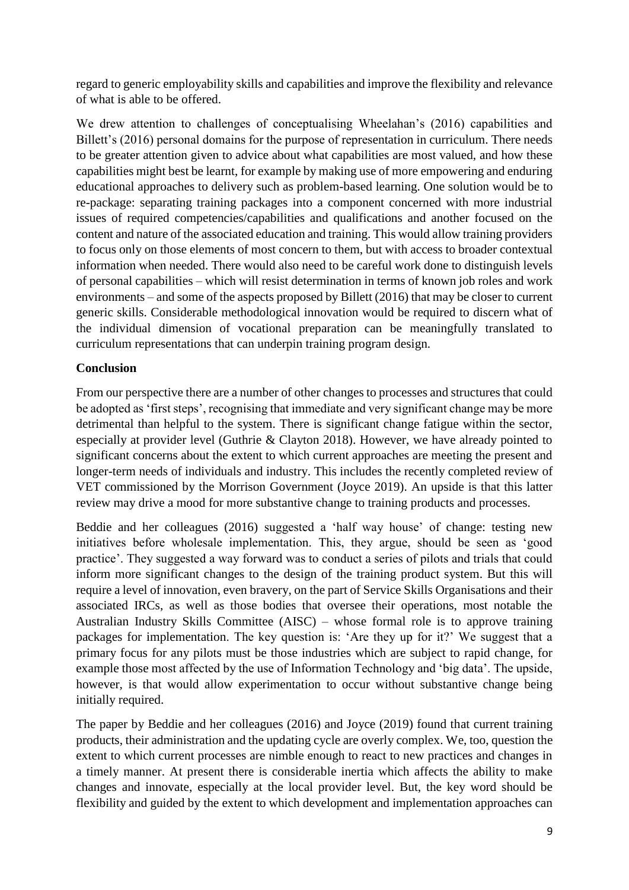regard to generic employability skills and capabilities and improve the flexibility and relevance of what is able to be offered.

We drew attention to challenges of conceptualising Wheelahan's (2016) capabilities and Billett's (2016) personal domains for the purpose of representation in curriculum. There needs to be greater attention given to advice about what capabilities are most valued, and how these capabilities might best be learnt, for example by making use of more empowering and enduring educational approaches to delivery such as problem-based learning. One solution would be to re-package: separating training packages into a component concerned with more industrial issues of required competencies/capabilities and qualifications and another focused on the content and nature of the associated education and training. This would allow training providers to focus only on those elements of most concern to them, but with access to broader contextual information when needed. There would also need to be careful work done to distinguish levels of personal capabilities – which will resist determination in terms of known job roles and work environments – and some of the aspects proposed by Billett (2016) that may be closer to current generic skills. Considerable methodological innovation would be required to discern what of the individual dimension of vocational preparation can be meaningfully translated to curriculum representations that can underpin training program design.

**Conclusion**

From our perspective there are a number of other changes to processes and structures that could be adopted as 'first steps', recognising that immediate and very significant change may be more detrimental than helpful to the system. There is significant change fatigue within the sector, especially at provider level (Guthrie & Clayton 2018). However, we have already pointed to significant concerns about the extent to which current approaches are meeting the present and longer-term needs of individuals and industry. This includes the recently completed review of VET commissioned by the Morrison Government (Joyce 2019). An upside is that this latter review may drive a mood for more substantive change to training products and processes.

Beddie and her colleagues (2016) suggested a 'half way house' of change: testing new initiatives before wholesale implementation. This, they argue, should be seen as 'good practice'. They suggested a way forward was to conduct a series of pilots and trials that could inform more significant changes to the design of the training product system. But this will require a level of innovation, even bravery, on the part of Service Skills Organisations and their associated IRCs, as well as those bodies that oversee their operations, most notable the Australian Industry Skills Committee (AISC) – whose formal role is to approve training packages for implementation. The key question is: 'Are they up for it?' We suggest that a primary focus for any pilots must be those industries which are subject to rapid change, for example those most affected by the use of Information Technology and 'big data'. The upside, however, is that would allow experimentation to occur without substantive change being initially required.

The paper by Beddie and her colleagues (2016) and Joyce (2019) found that current training products, their administration and the updating cycle are overly complex. We, too, question the extent to which current processes are nimble enough to react to new practices and changes in a timely manner. At present there is considerable inertia which affects the ability to make changes and innovate, especially at the local provider level. But, the key word should be flexibility and guided by the extent to which development and implementation approaches can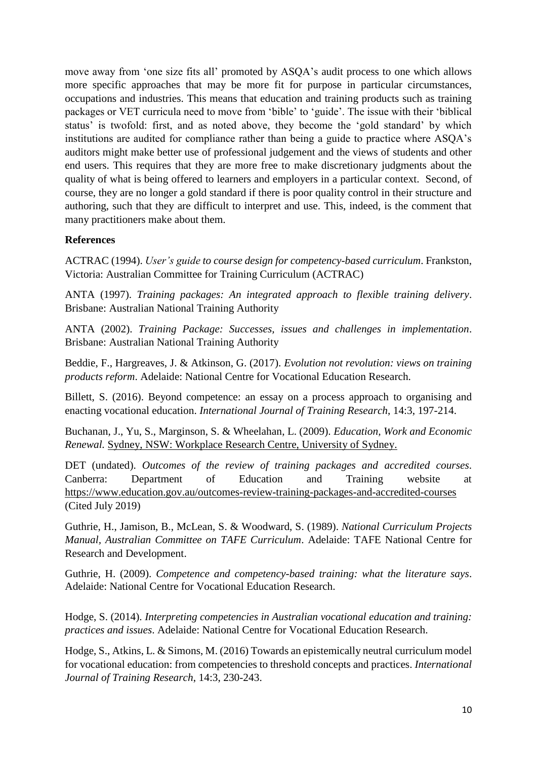move away from 'one size fits all' promoted by ASQA's audit process to one which allows more specific approaches that may be more fit for purpose in particular circumstances, occupations and industries. This means that education and training products such as training packages or VET curricula need to move from 'bible' to 'guide'. The issue with their 'biblical status' is twofold: first, and as noted above, they become the 'gold standard' by which institutions are audited for compliance rather than being a guide to practice where ASQA's auditors might make better use of professional judgement and the views of students and other end users. This requires that they are more free to make discretionary judgments about the quality of what is being offered to learners and employers in a particular context. Second, of course, they are no longer a gold standard if there is poor quality control in their structure and authoring, such that they are difficult to interpret and use. This, indeed, is the comment that many practitioners make about them.

**References**

ACTRAC (1994). *User's guide to course design for competency-based curriculum*. Frankston, Victoria: Australian Committee for Training Curriculum (ACTRAC)

ANTA (1997). *Training packages: An integrated approach to flexible training delivery*. Brisbane: Australian National Training Authority

ANTA (2002). *Training Package: Successes, issues and challenges in implementation*. Brisbane: Australian National Training Authority

Beddie, F., Hargreaves, J. & Atkinson, G. (2017). *Evolution not revolution: views on training products reform*. Adelaide: National Centre for Vocational Education Research.

Billett, S. (2016). Beyond competence: an essay on a process approach to organising and enacting vocational education. *International Journal of Training Research*, 14:3, 197-214.

Buchanan, J., Yu, S., Marginson, S. & Wheelahan, L. (2009). *Education, Work and Economic Renewal.* Sydney, NSW: Workplace Research Centre, University of Sydney.

DET (undated). *Outcomes of the review of training packages and accredited courses*. Canberra: Department of Education and Training website at https://www.education.gov.au/outcomes-review-training-packages-and-accredited-courses (Cited July 2019)

Guthrie, H., Jamison, B., McLean, S. & Woodward, S. (1989). *National Curriculum Projects Manual, Australian Committee on TAFE Curriculum*. Adelaide: TAFE National Centre for Research and Development.

Guthrie, H. (2009). *Competence and competency-based training: what the literature says*. Adelaide: National Centre for Vocational Education Research.

Hodge, S. (2014). *Interpreting competencies in Australian vocational education and training: practices and issues*. Adelaide: National Centre for Vocational Education Research.

Hodge, S., Atkins, L. & Simons, M. (2016) Towards an epistemically neutral curriculum model for vocational education: from competencies to threshold concepts and practices. *International Journal of Training Research*, 14:3, 230-243.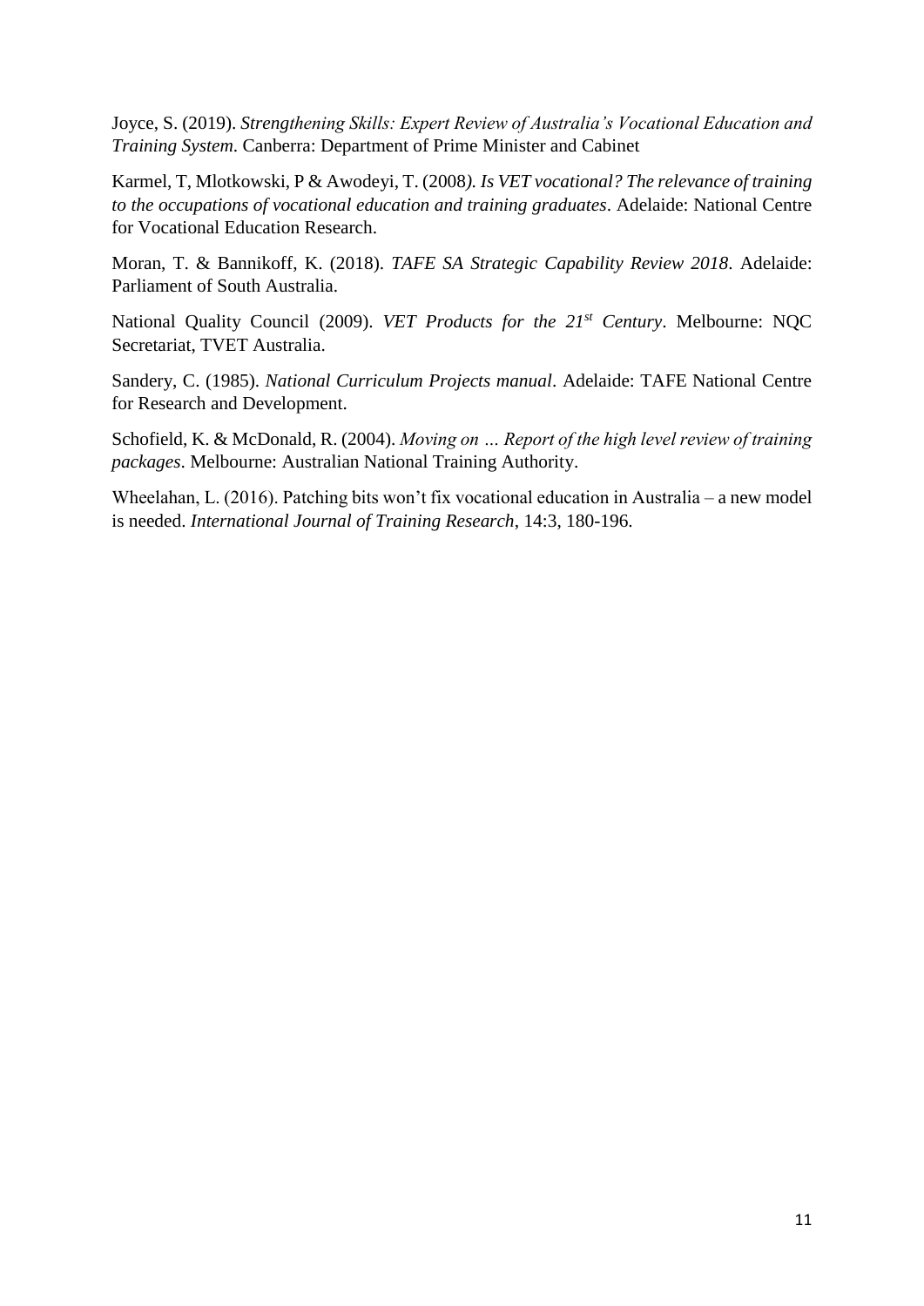Joyce, S. (2019). *Strengthening Skills: Expert Review of Australia's Vocational Education and Training System*. Canberra: Department of Prime Minister and Cabinet

Karmel, T, Mlotkowski, P & Awodeyi, T. (2008*). Is VET vocational? The relevance of training to the occupations of vocational education and training graduates*. Adelaide: National Centre for Vocational Education Research.

Moran, T. & Bannikoff, K. (2018). *TAFE SA Strategic Capability Review 2018*. Adelaide: Parliament of South Australia.

National Quality Council (2009). *VET Products for the 21st Century*. Melbourne: NQC Secretariat, TVET Australia.

Sandery, C. (1985). *National Curriculum Projects manual*. Adelaide: TAFE National Centre for Research and Development.

Schofield, K. & McDonald, R. (2004). *Moving on … Report of the high level review of training packages*. Melbourne: Australian National Training Authority.

Wheelahan, L. (2016). Patching bits won't fix vocational education in Australia – a new model is needed. *International Journal of Training Research*, 14:3, 180-196.